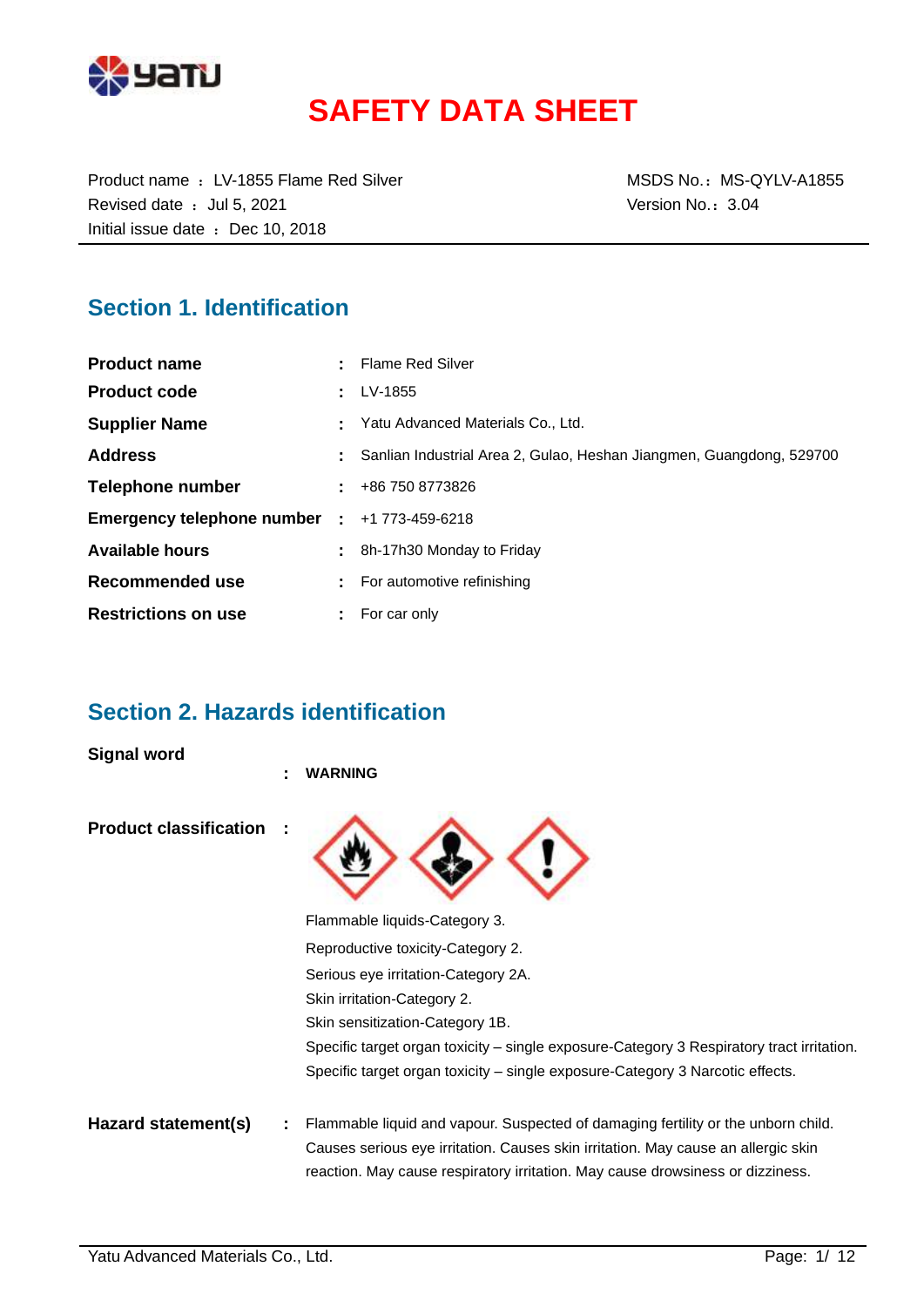# SAFETY DATA SHEET

Product name ： LV-1855 Flame Red Silver
Revised date ： Jul 5, 2021
Initial issue date ： Dec 10, 2018

MSDS No.：MS-QYLV-A1855
Version No.：3.04

## Section 1. Identification

| | | |
|---|---|---|
| **Product name** | : | Flame Red Silver |
| **Product code** | : | LV-1855 |
| **Supplier Name** | : | Yatu Advanced Materials Co., Ltd. |
| **Address** | : | Sanlian Industrial Area 2, Gulao, Heshan Jiangmen, Guangdong, 529700 |
| **Telephone number** | : | +86 750 8773826 |
| **Emergency telephone number** | : | +1 773-459-6218 |
| **Available hours** | : | 8h-17h30 Monday to Friday |
| **Recommended use** | : | For automotive refinishing |
| **Restrictions on use** | : | For car only |

## Section 2. Hazards identification

**Signal word** : **WARNING**

**Product classification** :

Flammable liquids-Category 3.
Reproductive toxicity-Category 2.
Serious eye irritation-Category 2A.
Skin irritation-Category 2.
Skin sensitization-Category 1B.
Specific target organ toxicity – single exposure-Category 3 Respiratory tract irritation.
Specific target organ toxicity – single exposure-Category 3 Narcotic effects.

**Hazard statement(s)** : Flammable liquid and vapour. Suspected of damaging fertility or the unborn child. Causes serious eye irritation. Causes skin irritation. May cause an allergic skin reaction. May cause respiratory irritation. May cause drowsiness or dizziness.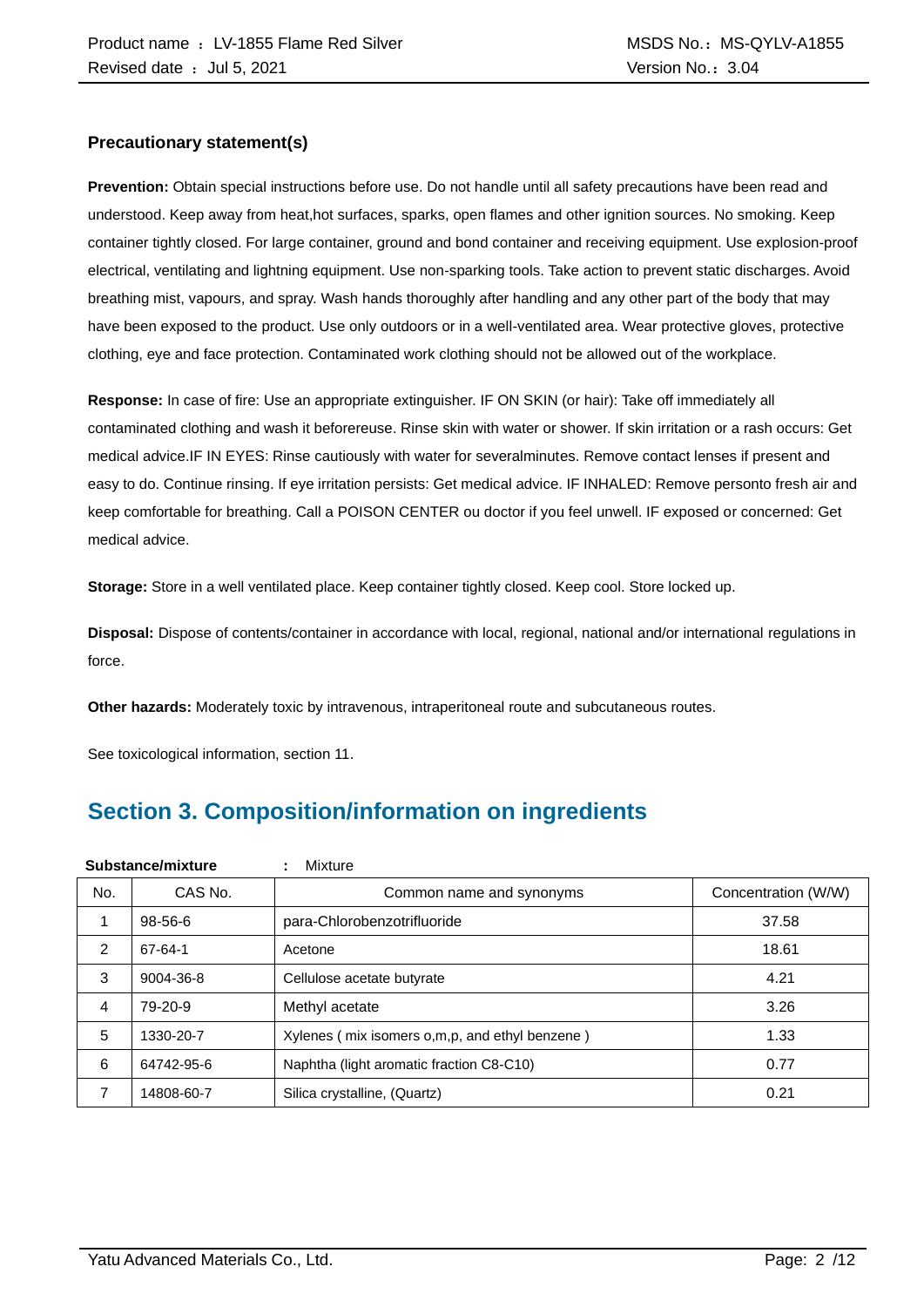### Precautionary statement(s)

**Prevention:** Obtain special instructions before use. Do not handle until all safety precautions have been read and understood. Keep away from heat,hot surfaces, sparks, open flames and other ignition sources. No smoking. Keep container tightly closed. For large container, ground and bond container and receiving equipment. Use explosion-proof electrical, ventilating and lightning equipment. Use non-sparking tools. Take action to prevent static discharges. Avoid breathing mist, vapours, and spray. Wash hands thoroughly after handling and any other part of the body that may have been exposed to the product. Use only outdoors or in a well-ventilated area. Wear protective gloves, protective clothing, eye and face protection. Contaminated work clothing should not be allowed out of the workplace.

**Response:** In case of fire: Use an appropriate extinguisher. IF ON SKIN (or hair): Take off immediately all contaminated clothing and wash it beforereuse. Rinse skin with water or shower. If skin irritation or a rash occurs: Get medical advice.IF IN EYES: Rinse cautiously with water for severalminutes. Remove contact lenses if present and easy to do. Continue rinsing. If eye irritation persists: Get medical advice. IF INHALED: Remove personto fresh air and keep comfortable for breathing. Call a POISON CENTER ou doctor if you feel unwell. IF exposed or concerned: Get medical advice.

**Storage:** Store in a well ventilated place. Keep container tightly closed. Keep cool. Store locked up.

**Disposal:** Dispose of contents/container in accordance with local, regional, national and/or international regulations in force.

**Other hazards:** Moderately toxic by intravenous, intraperitoneal route and subcutaneous routes.

See toxicological information, section 11.

## Section 3. Composition/information on ingredients

**Substance/mixture** : Mixture

| No. | CAS No. | Common name and synonyms | Concentration (W/W) |
|---|---|---|---|
| 1 | 98-56-6 | para-Chlorobenzotrifluoride | 37.58 |
| 2 | 67-64-1 | Acetone | 18.61 |
| 3 | 9004-36-8 | Cellulose acetate butyrate | 4.21 |
| 4 | 79-20-9 | Methyl acetate | 3.26 |
| 5 | 1330-20-7 | Xylenes ( mix isomers o,m,p, and ethyl benzene ) | 1.33 |
| 6 | 64742-95-6 | Naphtha (light aromatic fraction C8-C10) | 0.77 |
| 7 | 14808-60-7 | Silica crystalline, (Quartz) | 0.21 |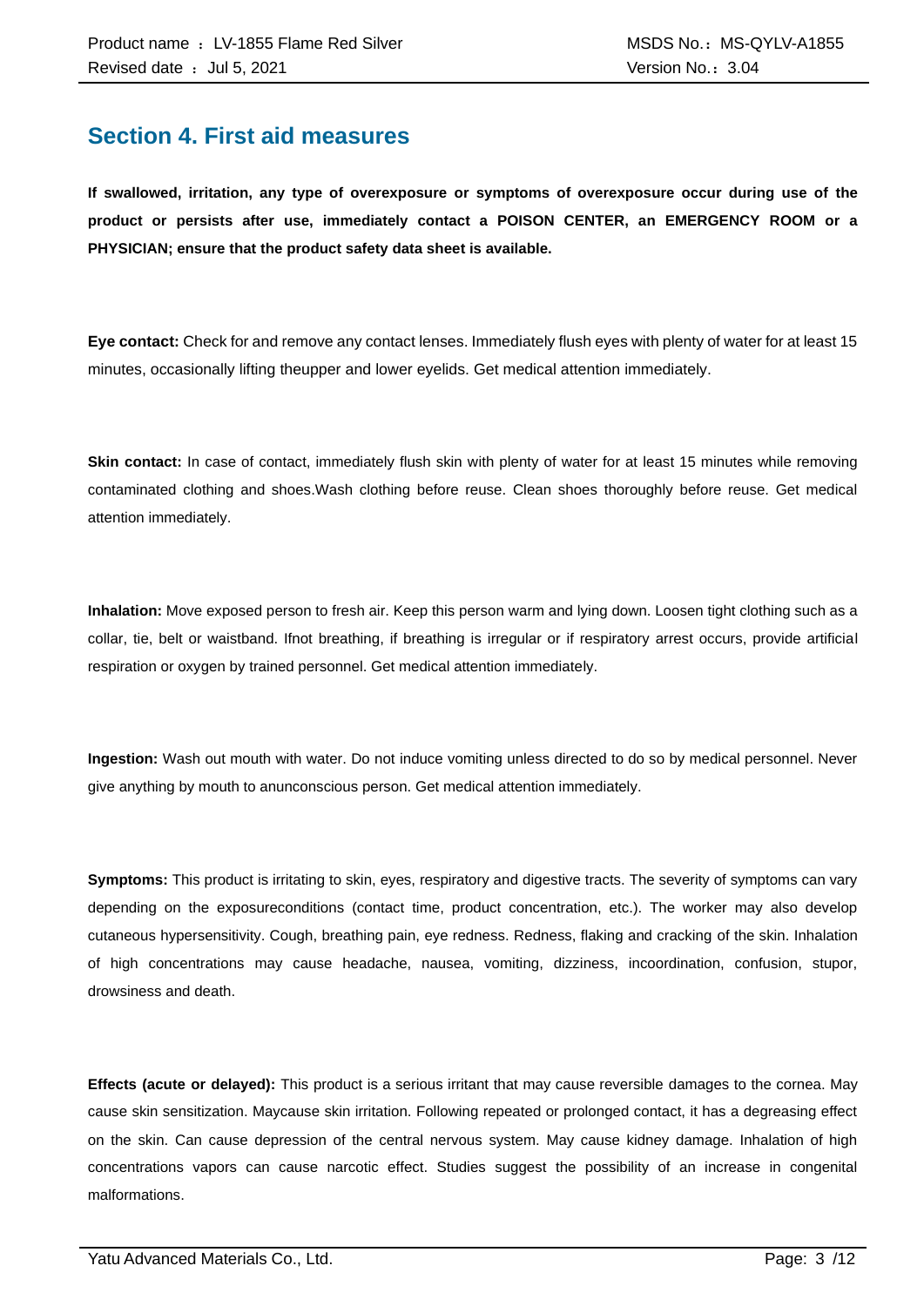## Section 4. First aid measures

**If swallowed, irritation, any type of overexposure or symptoms of overexposure occur during use of the product or persists after use, immediately contact a POISON CENTER, an EMERGENCY ROOM or a PHYSICIAN; ensure that the product safety data sheet is available.**

**Eye contact:** Check for and remove any contact lenses. Immediately flush eyes with plenty of water for at least 15 minutes, occasionally lifting theupper and lower eyelids. Get medical attention immediately.

**Skin contact:** In case of contact, immediately flush skin with plenty of water for at least 15 minutes while removing contaminated clothing and shoes.Wash clothing before reuse. Clean shoes thoroughly before reuse. Get medical attention immediately.

**Inhalation:** Move exposed person to fresh air. Keep this person warm and lying down. Loosen tight clothing such as a collar, tie, belt or waistband. Ifnot breathing, if breathing is irregular or if respiratory arrest occurs, provide artificial respiration or oxygen by trained personnel. Get medical attention immediately.

**Ingestion:** Wash out mouth with water. Do not induce vomiting unless directed to do so by medical personnel. Never give anything by mouth to anunconscious person. Get medical attention immediately.

**Symptoms:** This product is irritating to skin, eyes, respiratory and digestive tracts. The severity of symptoms can vary depending on the exposureconditions (contact time, product concentration, etc.). The worker may also develop cutaneous hypersensitivity. Cough, breathing pain, eye redness. Redness, flaking and cracking of the skin. Inhalation of high concentrations may cause headache, nausea, vomiting, dizziness, incoordination, confusion, stupor, drowsiness and death.

**Effects (acute or delayed):** This product is a serious irritant that may cause reversible damages to the cornea. May cause skin sensitization. Maycause skin irritation. Following repeated or prolonged contact, it has a degreasing effect on the skin. Can cause depression of the central nervous system. May cause kidney damage. Inhalation of high concentrations vapors can cause narcotic effect. Studies suggest the possibility of an increase in congenital malformations.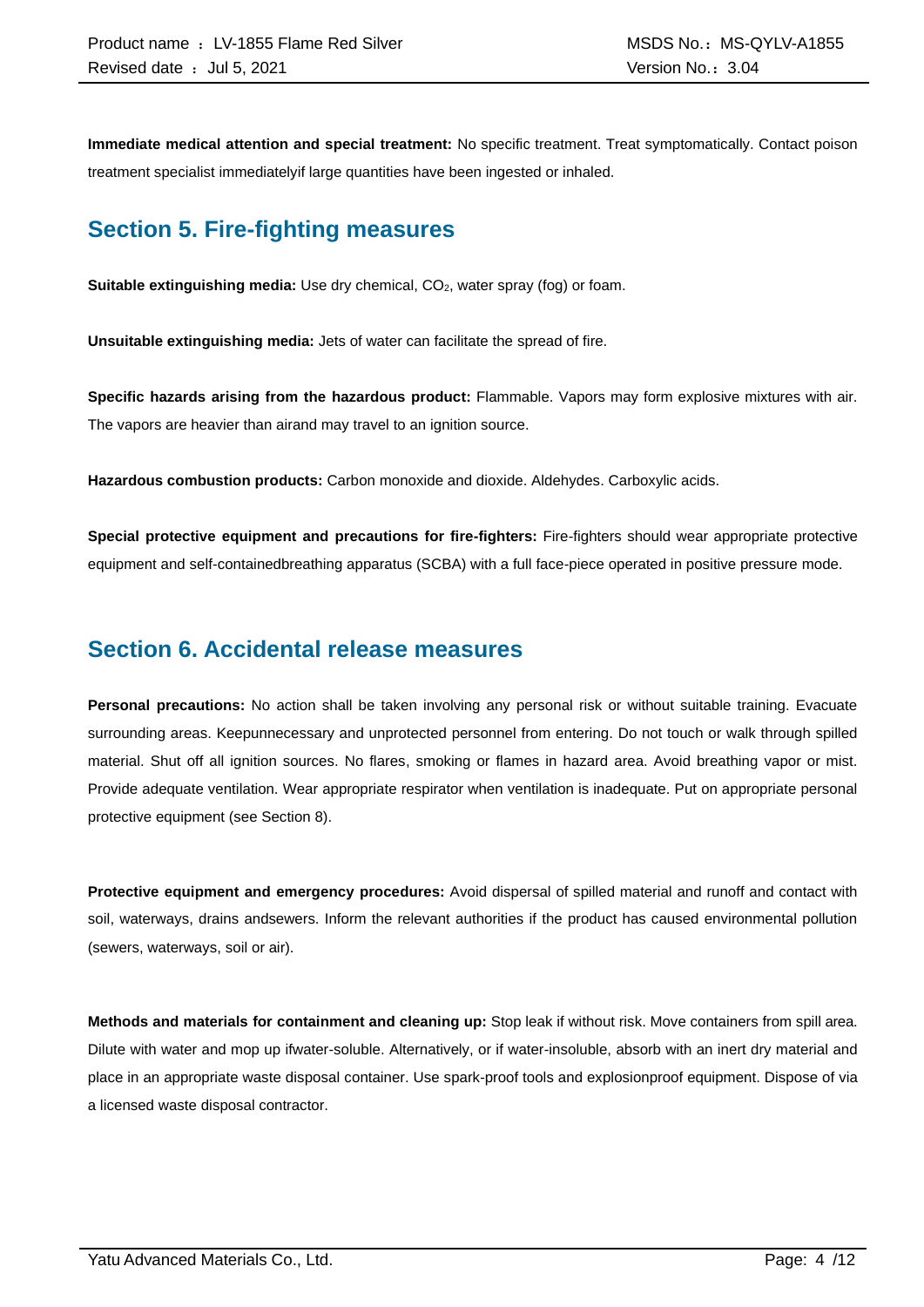**Immediate medical attention and special treatment:** No specific treatment. Treat symptomatically. Contact poison treatment specialist immediatelyif large quantities have been ingested or inhaled.

## Section 5. Fire-fighting measures

**Suitable extinguishing media:** Use dry chemical, $CO_2$, water spray (fog) or foam.

**Unsuitable extinguishing media:** Jets of water can facilitate the spread of fire.

**Specific hazards arising from the hazardous product:** Flammable. Vapors may form explosive mixtures with air. The vapors are heavier than airand may travel to an ignition source.

**Hazardous combustion products:** Carbon monoxide and dioxide. Aldehydes. Carboxylic acids.

**Special protective equipment and precautions for fire-fighters:** Fire-fighters should wear appropriate protective equipment and self-containedbreathing apparatus (SCBA) with a full face-piece operated in positive pressure mode.

## Section 6. Accidental release measures

**Personal precautions:** No action shall be taken involving any personal risk or without suitable training. Evacuate surrounding areas. Keepunnecessary and unprotected personnel from entering. Do not touch or walk through spilled material. Shut off all ignition sources. No flares, smoking or flames in hazard area. Avoid breathing vapor or mist. Provide adequate ventilation. Wear appropriate respirator when ventilation is inadequate. Put on appropriate personal protective equipment (see Section 8).

**Protective equipment and emergency procedures:** Avoid dispersal of spilled material and runoff and contact with soil, waterways, drains andsewers. Inform the relevant authorities if the product has caused environmental pollution (sewers, waterways, soil or air).

**Methods and materials for containment and cleaning up:** Stop leak if without risk. Move containers from spill area. Dilute with water and mop up ifwater-soluble. Alternatively, or if water-insoluble, absorb with an inert dry material and place in an appropriate waste disposal container. Use spark-proof tools and explosionproof equipment. Dispose of via a licensed waste disposal contractor.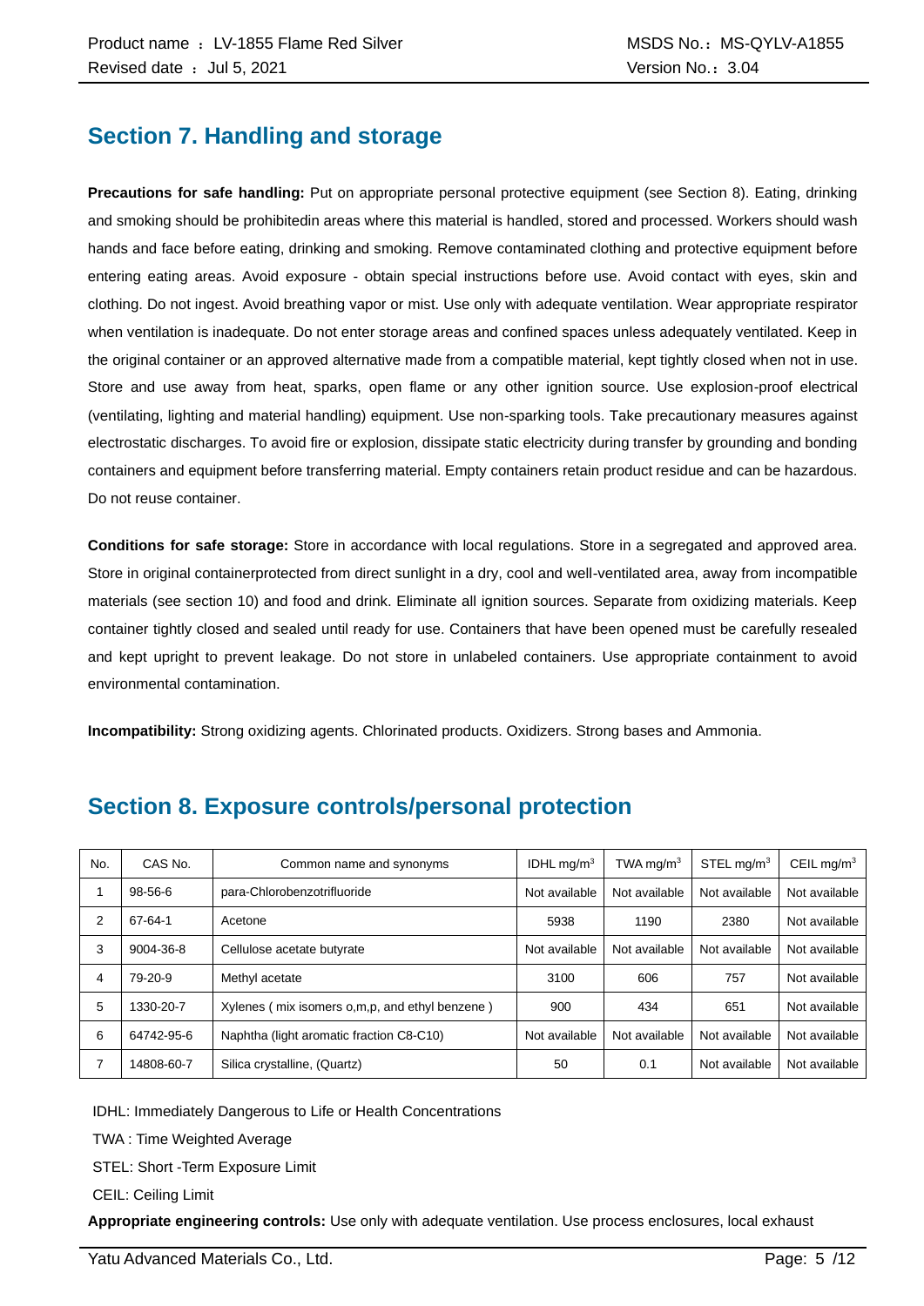## Section 7. Handling and storage

**Precautions for safe handling:** Put on appropriate personal protective equipment (see Section 8). Eating, drinking and smoking should be prohibitedin areas where this material is handled, stored and processed. Workers should wash hands and face before eating, drinking and smoking. Remove contaminated clothing and protective equipment before entering eating areas. Avoid exposure - obtain special instructions before use. Avoid contact with eyes, skin and clothing. Do not ingest. Avoid breathing vapor or mist. Use only with adequate ventilation. Wear appropriate respirator when ventilation is inadequate. Do not enter storage areas and confined spaces unless adequately ventilated. Keep in the original container or an approved alternative made from a compatible material, kept tightly closed when not in use. Store and use away from heat, sparks, open flame or any other ignition source. Use explosion-proof electrical (ventilating, lighting and material handling) equipment. Use non-sparking tools. Take precautionary measures against electrostatic discharges. To avoid fire or explosion, dissipate static electricity during transfer by grounding and bonding containers and equipment before transferring material. Empty containers retain product residue and can be hazardous. Do not reuse container.

**Conditions for safe storage:** Store in accordance with local regulations. Store in a segregated and approved area. Store in original containerprotected from direct sunlight in a dry, cool and well-ventilated area, away from incompatible materials (see section 10) and food and drink. Eliminate all ignition sources. Separate from oxidizing materials. Keep container tightly closed and sealed until ready for use. Containers that have been opened must be carefully resealed and kept upright to prevent leakage. Do not store in unlabeled containers. Use appropriate containment to avoid environmental contamination.

**Incompatibility:** Strong oxidizing agents. Chlorinated products. Oxidizers. Strong bases and Ammonia.

## Section 8. Exposure controls/personal protection

| No. | CAS No. | Common name and synonyms | IDHL mg/m$^3$ | TWA mg/m$^3$ | STEL mg/m$^3$ | CEIL mg/m$^3$ |
|---|---|---|---|---|---|---|
| 1 | 98-56-6 | para-Chlorobenzotrifluoride | Not available | Not available | Not available | Not available |
| 2 | 67-64-1 | Acetone | 5938 | 1190 | 2380 | Not available |
| 3 | 9004-36-8 | Cellulose acetate butyrate | Not available | Not available | Not available | Not available |
| 4 | 79-20-9 | Methyl acetate | 3100 | 606 | 757 | Not available |
| 5 | 1330-20-7 | Xylenes ( mix isomers o,m,p, and ethyl benzene ) | 900 | 434 | 651 | Not available |
| 6 | 64742-95-6 | Naphtha (light aromatic fraction C8-C10) | Not available | Not available | Not available | Not available |
| 7 | 14808-60-7 | Silica crystalline, (Quartz) | 50 | 0.1 | Not available | Not available |

IDHL: Immediately Dangerous to Life or Health Concentrations

TWA : Time Weighted Average

STEL: Short -Term Exposure Limit

CEIL: Ceiling Limit

**Appropriate engineering controls:** Use only with adequate ventilation. Use process enclosures, local exhaust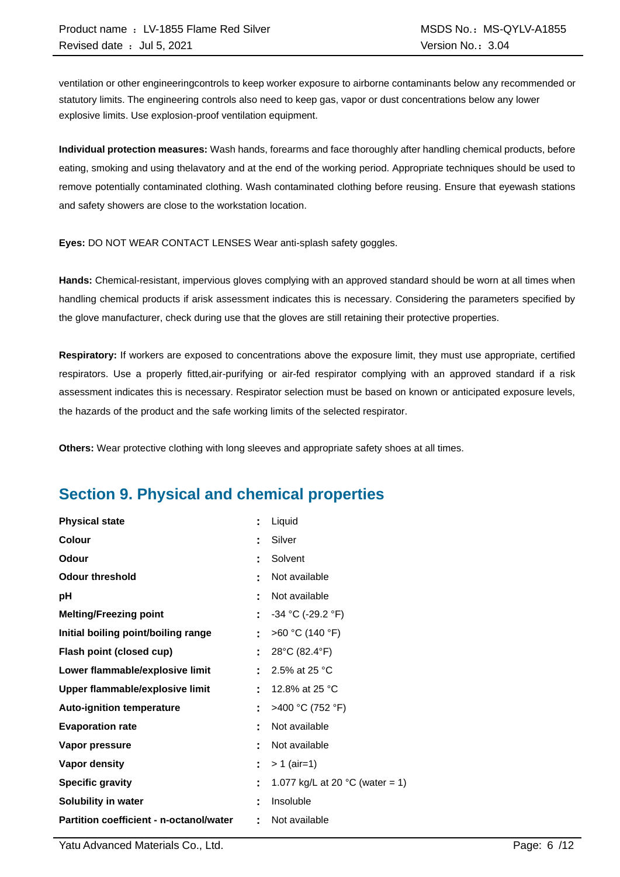ventilation or other engineeringcontrols to keep worker exposure to airborne contaminants below any recommended or statutory limits. The engineering controls also need to keep gas, vapor or dust concentrations below any lower explosive limits. Use explosion-proof ventilation equipment.

**Individual protection measures:** Wash hands, forearms and face thoroughly after handling chemical products, before eating, smoking and using thelavatory and at the end of the working period. Appropriate techniques should be used to remove potentially contaminated clothing. Wash contaminated clothing before reusing. Ensure that eyewash stations and safety showers are close to the workstation location.

**Eyes:** DO NOT WEAR CONTACT LENSES Wear anti-splash safety goggles.

**Hands:** Chemical-resistant, impervious gloves complying with an approved standard should be worn at all times when handling chemical products if arisk assessment indicates this is necessary. Considering the parameters specified by the glove manufacturer, check during use that the gloves are still retaining their protective properties.

**Respiratory:** If workers are exposed to concentrations above the exposure limit, they must use appropriate, certified respirators. Use a properly fitted,air-purifying or air-fed respirator complying with an approved standard if a risk assessment indicates this is necessary. Respirator selection must be based on known or anticipated exposure levels, the hazards of the product and the safe working limits of the selected respirator.

**Others:** Wear protective clothing with long sleeves and appropriate safety shoes at all times.

## Section 9. Physical and chemical properties

| | | |
|---|---|---|
| **Physical state** | : | Liquid |
| **Colour** | : | Silver |
| **Odour** | : | Solvent |
| **Odour threshold** | : | Not available |
| **pH** | : | Not available |
| **Melting/Freezing point** | : | -34 °C (-29.2 °F) |
| **Initial boiling point/boiling range** | : | >60 °C (140 °F) |
| **Flash point (closed cup)** | : | 28°C (82.4°F) |
| **Lower flammable/explosive limit** | : | 2.5% at 25 °C |
| **Upper flammable/explosive limit** | : | 12.8% at 25 °C |
| **Auto-ignition temperature** | : | >400 °C (752 °F) |
| **Evaporation rate** | : | Not available |
| **Vapor pressure** | : | Not available |
| **Vapor density** | : | > 1 (air=1) |
| **Specific gravity** | : | 1.077 kg/L at 20 °C (water = 1) |
| **Solubility in water** | : | Insoluble |
| **Partition coefficient - n-octanol/water** | : | Not available |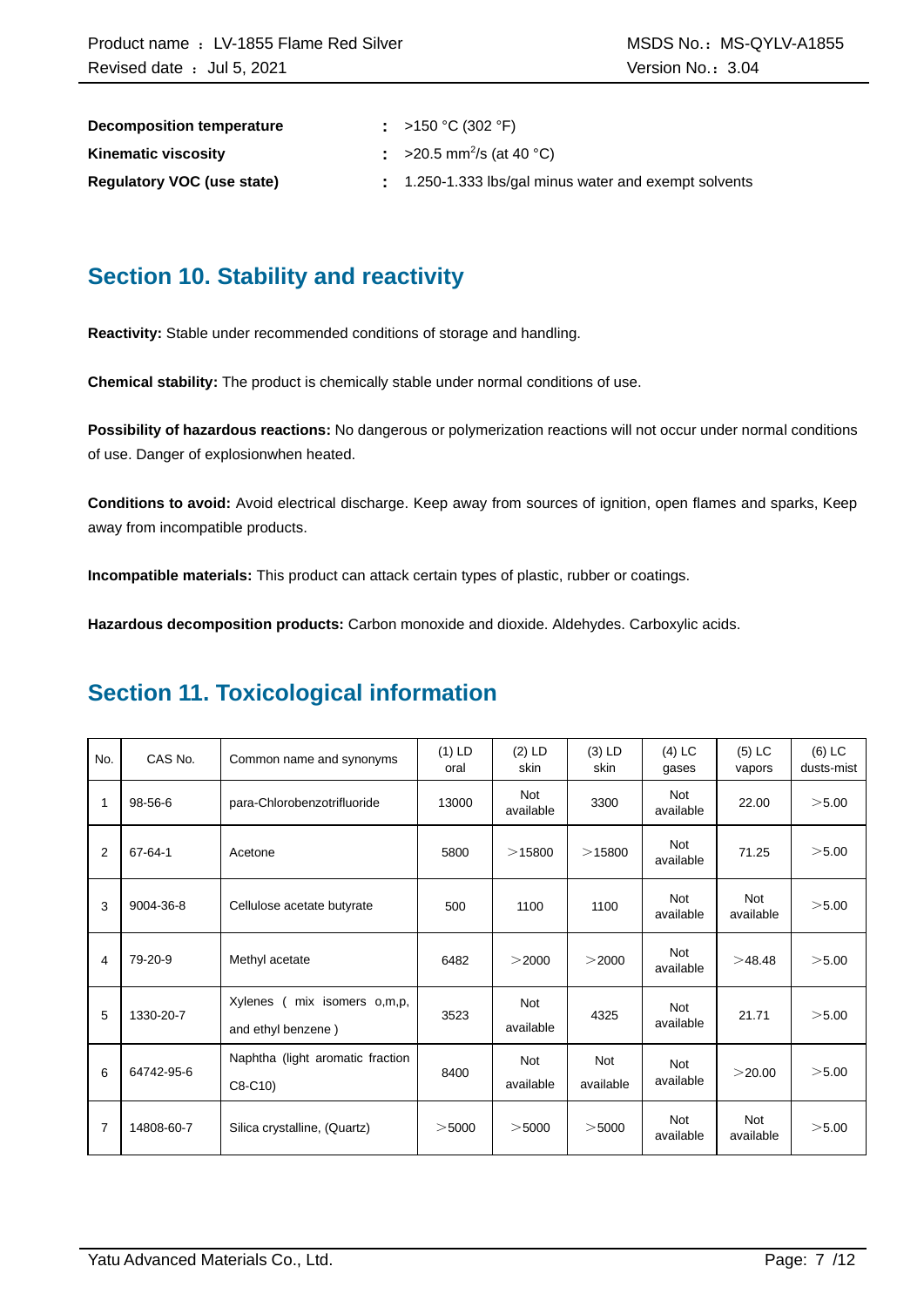**Decomposition temperature** : >150 °C (302 °F)

**Kinematic viscosity** : >20.5 $mm^2/s$ (at 40 °C)

**Regulatory VOC (use state)** : 1.250-1.333 lbs/gal minus water and exempt solvents

## Section 10. Stability and reactivity

**Reactivity:** Stable under recommended conditions of storage and handling.

**Chemical stability:** The product is chemically stable under normal conditions of use.

**Possibility of hazardous reactions:** No dangerous or polymerization reactions will not occur under normal conditions of use. Danger of explosionwhen heated.

**Conditions to avoid:** Avoid electrical discharge. Keep away from sources of ignition, open flames and sparks, Keep away from incompatible products.

**Incompatible materials:** This product can attack certain types of plastic, rubber or coatings.

**Hazardous decomposition products:** Carbon monoxide and dioxide. Aldehydes. Carboxylic acids.

## Section 11. Toxicological information

| No. | CAS No. | Common name and synonyms | (1) LD oral | (2) LD skin | (3) LD skin | (4) LC gases | (5) LC vapors | (6) LC dusts-mist |
|---|---|---|---|---|---|---|---|---|
| 1 | 98-56-6 | para-Chlorobenzotrifluoride | 13000 | Not available | 3300 | Not available | 22.00 | ＞5.00 |
| 2 | 67-64-1 | Acetone | 5800 | ＞15800 | ＞15800 | Not available | 71.25 | ＞5.00 |
| 3 | 9004-36-8 | Cellulose acetate butyrate | 500 | 1100 | 1100 | Not available | Not available | ＞5.00 |
| 4 | 79-20-9 | Methyl acetate | 6482 | ＞2000 | ＞2000 | Not available | ＞48.48 | ＞5.00 |
| 5 | 1330-20-7 | Xylenes ( mix isomers o,m,p, and ethyl benzene ) | 3523 | Not available | 4325 | Not available | 21.71 | ＞5.00 |
| 6 | 64742-95-6 | Naphtha (light aromatic fraction C8-C10) | 8400 | Not available | Not available | Not available | ＞20.00 | ＞5.00 |
| 7 | 14808-60-7 | Silica crystalline, (Quartz) | ＞5000 | ＞5000 | ＞5000 | Not available | Not available | ＞5.00 |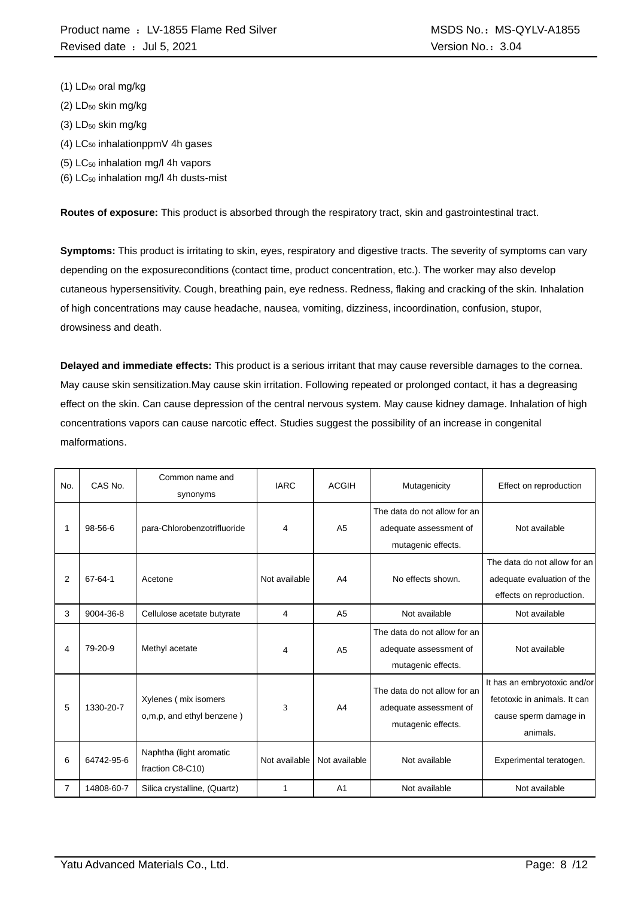(1) $LD_{50}$ oral mg/kg

(2) $LD_{50}$ skin mg/kg

(3) $LD_{50}$ skin mg/kg

(4) $LC_{50}$ inhalationppmV 4h gases

(5) $LC_{50}$ inhalation mg/l 4h vapors

(6) $LC_{50}$ inhalation mg/l 4h dusts-mist

**Routes of exposure:** This product is absorbed through the respiratory tract, skin and gastrointestinal tract.

**Symptoms:** This product is irritating to skin, eyes, respiratory and digestive tracts. The severity of symptoms can vary depending on the exposureconditions (contact time, product concentration, etc.). The worker may also develop cutaneous hypersensitivity. Cough, breathing pain, eye redness. Redness, flaking and cracking of the skin. Inhalation of high concentrations may cause headache, nausea, vomiting, dizziness, incoordination, confusion, stupor, drowsiness and death.

**Delayed and immediate effects:** This product is a serious irritant that may cause reversible damages to the cornea. May cause skin sensitization.May cause skin irritation. Following repeated or prolonged contact, it has a degreasing effect on the skin. Can cause depression of the central nervous system. May cause kidney damage. Inhalation of high concentrations vapors can cause narcotic effect. Studies suggest the possibility of an increase in congenital malformations.

| No. | CAS No. | Common name and synonyms | IARC | ACGIH | Mutagenicity | Effect on reproduction |
|---|---|---|---|---|---|---|
| 1 | 98-56-6 | para-Chlorobenzotrifluoride | 4 | A5 | The data do not allow for an adequate assessment of mutagenic effects. | Not available |
| 2 | 67-64-1 | Acetone | Not available | A4 | No effects shown. | The data do not allow for an adequate evaluation of the effects on reproduction. |
| 3 | 9004-36-8 | Cellulose acetate butyrate | 4 | A5 | Not available | Not available |
| 4 | 79-20-9 | Methyl acetate | 4 | A5 | The data do not allow for an adequate assessment of mutagenic effects. | Not available |
| 5 | 1330-20-7 | Xylenes ( mix isomers o,m,p, and ethyl benzene ) | 3 | A4 | The data do not allow for an adequate assessment of mutagenic effects. | It has an embryotoxic and/or fetotoxic in animals. It can cause sperm damage in animals. |
| 6 | 64742-95-6 | Naphtha (light aromatic fraction C8-C10) | Not available | Not available | Not available | Experimental teratogen. |
| 7 | 14808-60-7 | Silica crystalline, (Quartz) | 1 | A1 | Not available | Not available |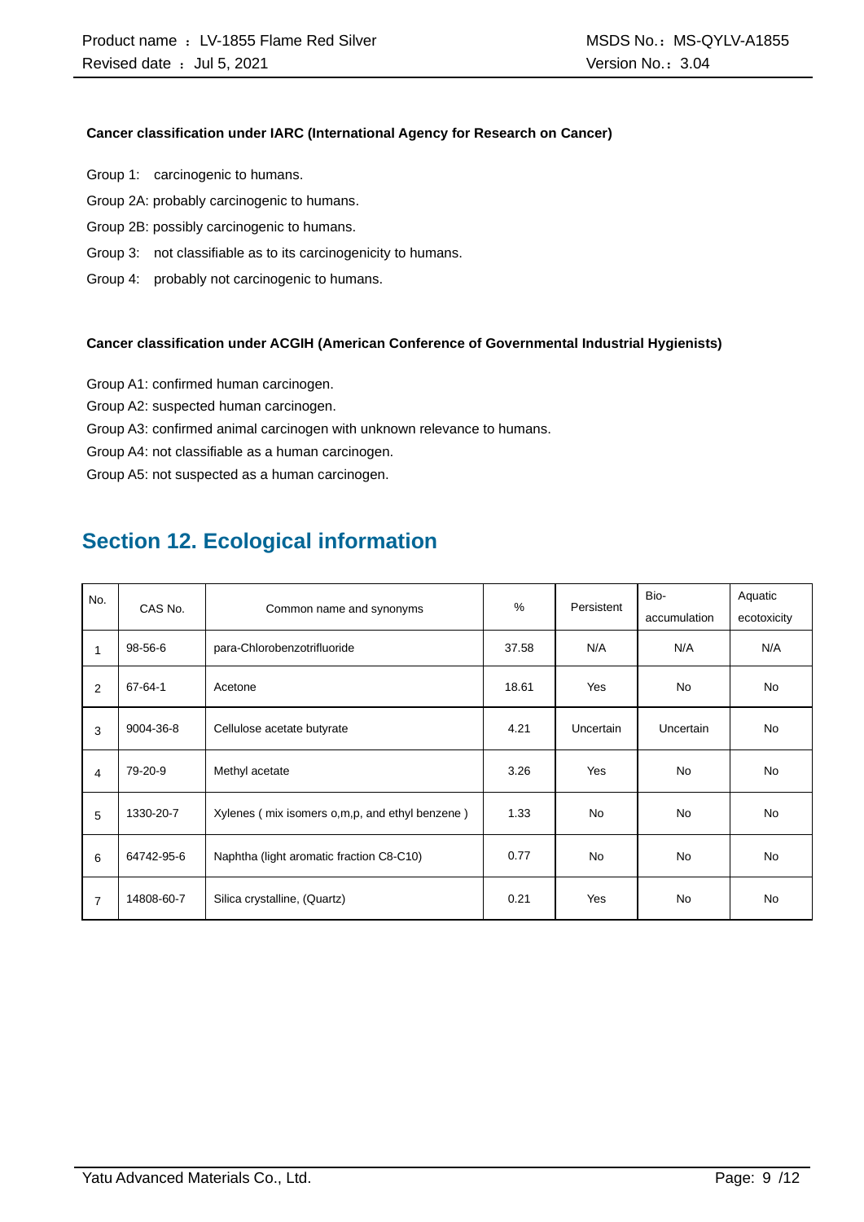**Cancer classification under IARC (International Agency for Research on Cancer)**

Group 1: carcinogenic to humans.

Group 2A: probably carcinogenic to humans.

Group 2B: possibly carcinogenic to humans.

Group 3: not classifiable as to its carcinogenicity to humans.

Group 4: probably not carcinogenic to humans.

**Cancer classification under ACGIH (American Conference of Governmental Industrial Hygienists)**

Group A1: confirmed human carcinogen.

Group A2: suspected human carcinogen.

Group A3: confirmed animal carcinogen with unknown relevance to humans.

Group A4: not classifiable as a human carcinogen.

Group A5: not suspected as a human carcinogen.

## Section 12. Ecological information

| No. | CAS No. | Common name and synonyms | % | Persistent | Bio-accumulation | Aquatic ecotoxicity |
|---|---|---|---|---|---|---|
| 1 | 98-56-6 | para-Chlorobenzotrifluoride | 37.58 | N/A | N/A | N/A |
| 2 | 67-64-1 | Acetone | 18.61 | Yes | No | No |
| 3 | 9004-36-8 | Cellulose acetate butyrate | 4.21 | Uncertain | Uncertain | No |
| 4 | 79-20-9 | Methyl acetate | 3.26 | Yes | No | No |
| 5 | 1330-20-7 | Xylenes ( mix isomers o,m,p, and ethyl benzene ) | 1.33 | No | No | No |
| 6 | 64742-95-6 | Naphtha (light aromatic fraction C8-C10) | 0.77 | No | No | No |
| 7 | 14808-60-7 | Silica crystalline, (Quartz) | 0.21 | Yes | No | No |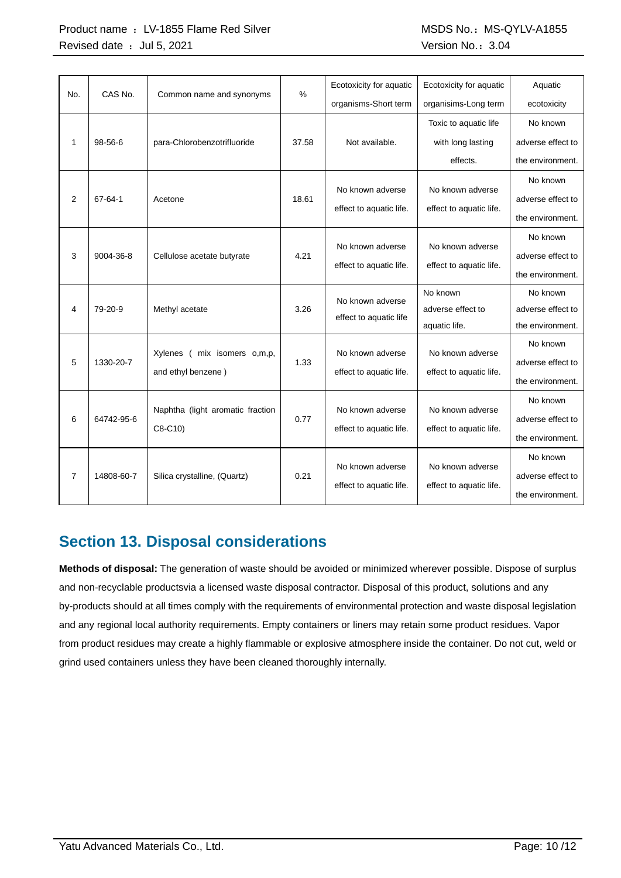| No. | CAS No. | Common name and synonyms | % | Ecotoxicity for aquatic organisms-Short term | Ecotoxicity for aquatic organisims-Long term | Aquatic ecotoxicity |
|---|---|---|---|---|---|---|
| 1 | 98-56-6 | para-Chlorobenzotrifluoride | 37.58 | Not available. | Toxic to aquatic life with long lasting effects. | No known adverse effect to the environment. |
| 2 | 67-64-1 | Acetone | 18.61 | No known adverse effect to aquatic life. | No known adverse effect to aquatic life. | No known adverse effect to the environment. |
| 3 | 9004-36-8 | Cellulose acetate butyrate | 4.21 | No known adverse effect to aquatic life. | No known adverse effect to aquatic life. | No known adverse effect to the environment. |
| 4 | 79-20-9 | Methyl acetate | 3.26 | No known adverse effect to aquatic life | No known adverse effect to aquatic life. | No known adverse effect to the environment. |
| 5 | 1330-20-7 | Xylenes ( mix isomers o,m,p, and ethyl benzene ) | 1.33 | No known adverse effect to aquatic life. | No known adverse effect to aquatic life. | No known adverse effect to the environment. |
| 6 | 64742-95-6 | Naphtha (light aromatic fraction C8-C10) | 0.77 | No known adverse effect to aquatic life. | No known adverse effect to aquatic life. | No known adverse effect to the environment. |
| 7 | 14808-60-7 | Silica crystalline, (Quartz) | 0.21 | No known adverse effect to aquatic life. | No known adverse effect to aquatic life. | No known adverse effect to the environment. |

## Section 13. Disposal considerations

**Methods of disposal:** The generation of waste should be avoided or minimized wherever possible. Dispose of surplus and non-recyclable productsvia a licensed waste disposal contractor. Disposal of this product, solutions and any by-products should at all times comply with the requirements of environmental protection and waste disposal legislation and any regional local authority requirements. Empty containers or liners may retain some product residues. Vapor from product residues may create a highly flammable or explosive atmosphere inside the container. Do not cut, weld or grind used containers unless they have been cleaned thoroughly internally.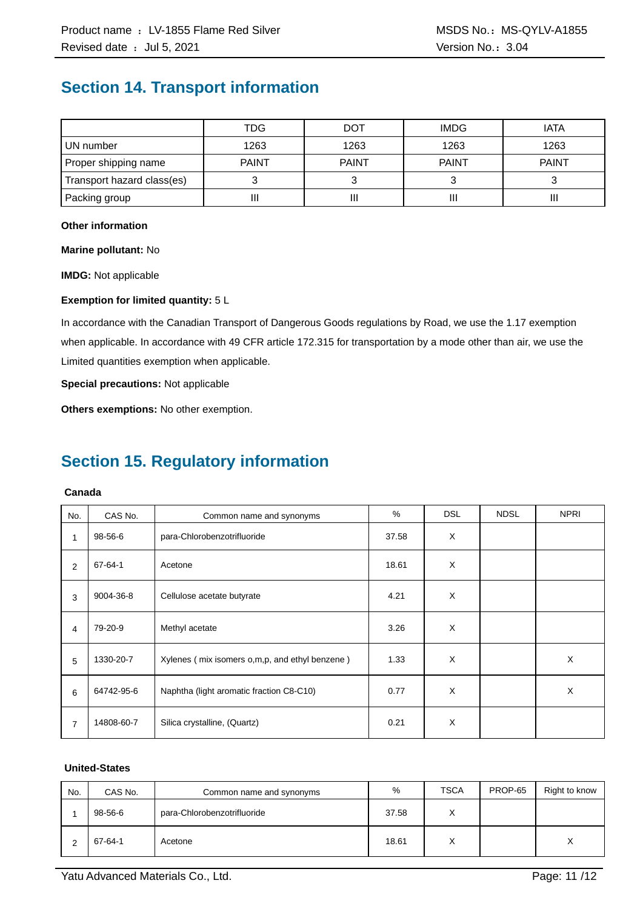## Section 14. Transport information

| | TDG | DOT | IMDG | IATA |
|---|---|---|---|---|
| UN number | 1263 | 1263 | 1263 | 1263 |
| Proper shipping name | PAINT | PAINT | PAINT | PAINT |
| Transport hazard class(es) | 3 | 3 | 3 | 3 |
| Packing group | III | III | III | III |

**Other information**

**Marine pollutant:** No

**IMDG:** Not applicable

**Exemption for limited quantity:** 5 L

In accordance with the Canadian Transport of Dangerous Goods regulations by Road, we use the 1.17 exemption when applicable. In accordance with 49 CFR article 172.315 for transportation by a mode other than air, we use the Limited quantities exemption when applicable.

**Special precautions:** Not applicable

**Others exemptions:** No other exemption.

## Section 15. Regulatory information

**Canada**

| No. | CAS No. | Common name and synonyms | % | DSL | NDSL | NPRI |
|---|---|---|---|---|---|---|
| 1 | 98-56-6 | para-Chlorobenzotrifluoride | 37.58 | X | | |
| 2 | 67-64-1 | Acetone | 18.61 | X | | |
| 3 | 9004-36-8 | Cellulose acetate butyrate | 4.21 | X | | |
| 4 | 79-20-9 | Methyl acetate | 3.26 | X | | |
| 5 | 1330-20-7 | Xylenes ( mix isomers o,m,p, and ethyl benzene ) | 1.33 | X | | X |
| 6 | 64742-95-6 | Naphtha (light aromatic fraction C8-C10) | 0.77 | X | | X |
| 7 | 14808-60-7 | Silica crystalline, (Quartz) | 0.21 | X | | |

**United-States**

| No. | CAS No. | Common name and synonyms | % | TSCA | PROP-65 | Right to know |
|---|---|---|---|---|---|---|
| 1 | 98-56-6 | para-Chlorobenzotrifluoride | 37.58 | X | | |
| 2 | 67-64-1 | Acetone | 18.61 | X | | X |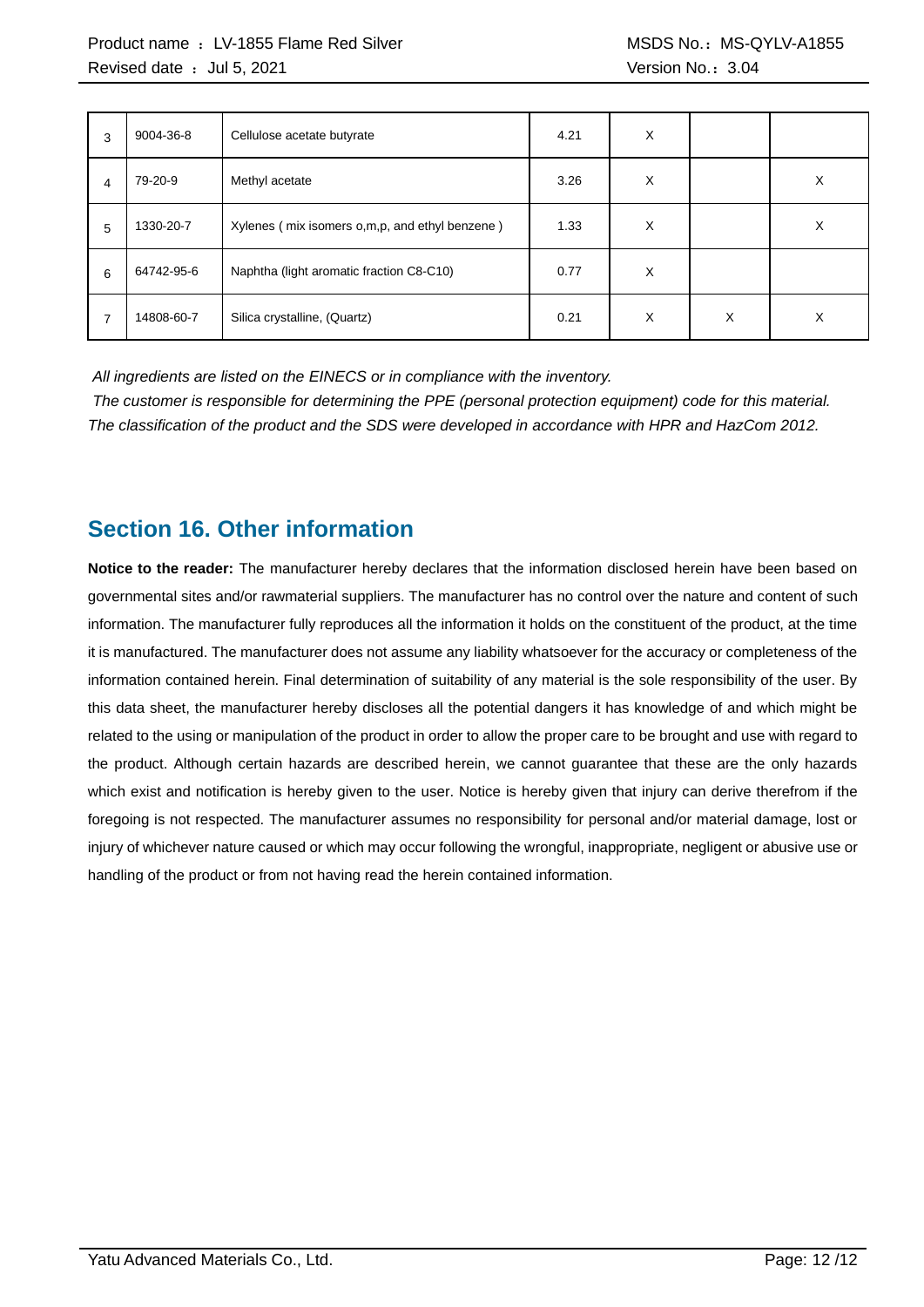| | | | | | | |
|---|---|---|---|---|---|---|
| 3 | 9004-36-8 | Cellulose acetate butyrate | 4.21 | X | | |
| 4 | 79-20-9 | Methyl acetate | 3.26 | X | | X |
| 5 | 1330-20-7 | Xylenes ( mix isomers o,m,p, and ethyl benzene ) | 1.33 | X | | X |
| 6 | 64742-95-6 | Naphtha (light aromatic fraction C8-C10) | 0.77 | X | | |
| 7 | 14808-60-7 | Silica crystalline, (Quartz) | 0.21 | X | X | X |

*All ingredients are listed on the EINECS or in compliance with the inventory.*

*The customer is responsible for determining the PPE (personal protection equipment) code for this material.*

*The classification of the product and the SDS were developed in accordance with HPR and HazCom 2012.*

## Section 16. Other information

**Notice to the reader:** The manufacturer hereby declares that the information disclosed herein have been based on governmental sites and/or rawmaterial suppliers. The manufacturer has no control over the nature and content of such information. The manufacturer fully reproduces all the information it holds on the constituent of the product, at the time it is manufactured. The manufacturer does not assume any liability whatsoever for the accuracy or completeness of the information contained herein. Final determination of suitability of any material is the sole responsibility of the user. By this data sheet, the manufacturer hereby discloses all the potential dangers it has knowledge of and which might be related to the using or manipulation of the product in order to allow the proper care to be brought and use with regard to the product. Although certain hazards are described herein, we cannot guarantee that these are the only hazards which exist and notification is hereby given to the user. Notice is hereby given that injury can derive therefrom if the foregoing is not respected. The manufacturer assumes no responsibility for personal and/or material damage, lost or injury of whichever nature caused or which may occur following the wrongful, inappropriate, negligent or abusive use or handling of the product or from not having read the herein contained information.